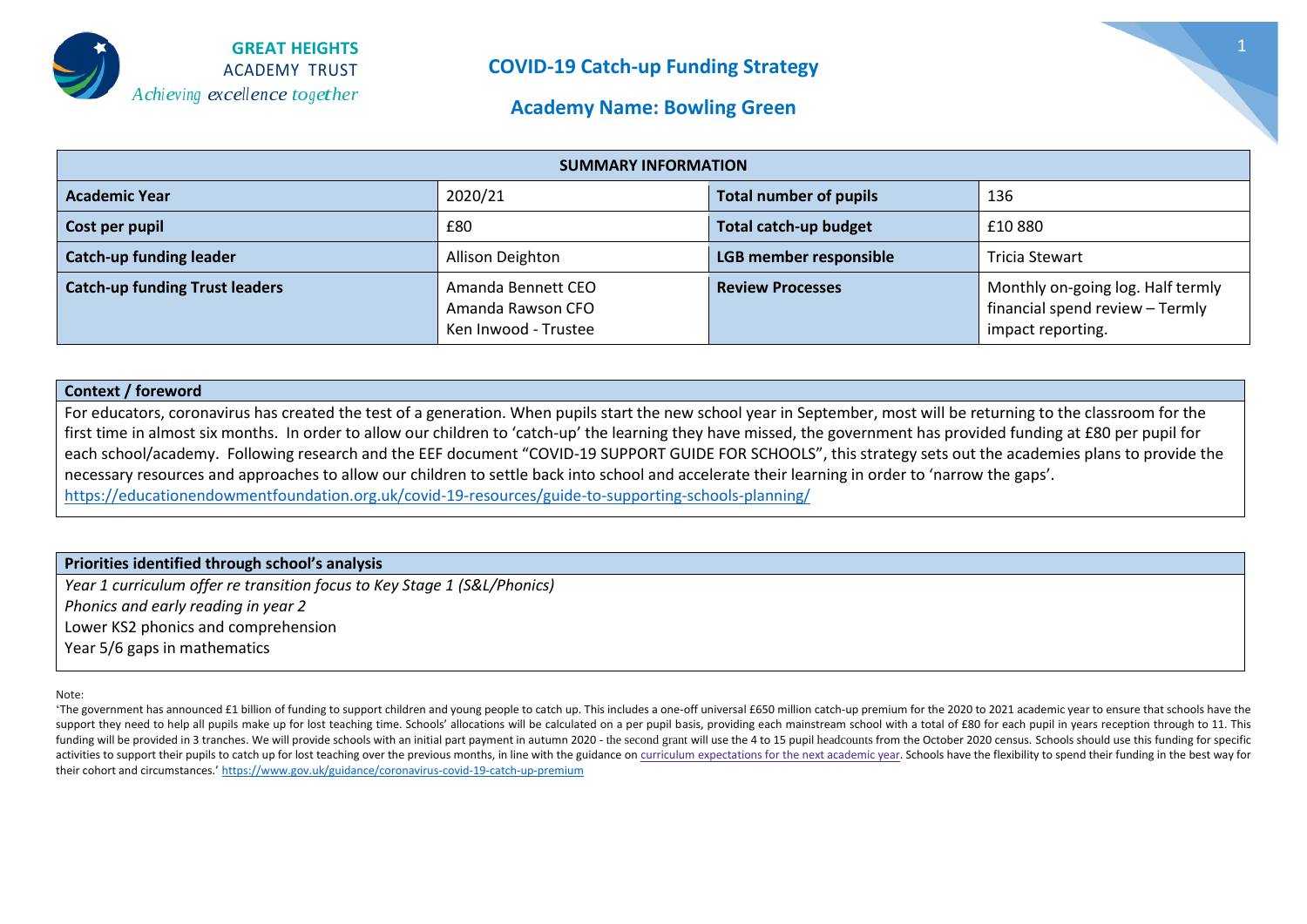GREAT HEIGHTS
ACADEMY TRUST
*Achieving excellence together*

# COVID-19 Catch-up Funding Strategy

## Academy Name: Bowling Green

| SUMMARY INFORMATION | | | |
|---|---|---|---|
| **Academic Year** | 2020/21 | **Total number of pupils** | 136 |
| **Cost per pupil** | £80 | **Total catch-up budget** | £10 880 |
| **Catch-up funding leader** | Allison Deighton | **LGB member responsible** | Tricia Stewart |
| **Catch-up funding Trust leaders** | Amanda Bennett CEO<br>Amanda Rawson CFO<br>Ken Inwood - Trustee | **Review Processes** | Monthly on-going log. Half termly financial spend review – Termly impact reporting. |

**Context / foreword**

For educators, coronavirus has created the test of a generation. When pupils start the new school year in September, most will be returning to the classroom for the first time in almost six months. In order to allow our children to 'catch-up' the learning they have missed, the government has provided funding at £80 per pupil for each school/academy. Following research and the EEF document "COVID-19 SUPPORT GUIDE FOR SCHOOLS", this strategy sets out the academies plans to provide the necessary resources and approaches to allow our children to settle back into school and accelerate their learning in order to 'narrow the gaps'.
https://educationendowmentfoundation.org.uk/covid-19-resources/guide-to-supporting-schools-planning/

**Priorities identified through school's analysis**

*Year 1 curriculum offer re transition focus to Key Stage 1 (S&L/Phonics)*
*Phonics and early reading in year 2*
Lower KS2 phonics and comprehension
Year 5/6 gaps in mathematics

Note:

'The government has announced £1 billion of funding to support children and young people to catch up. This includes a one-off universal £650 million catch-up premium for the 2020 to 2021 academic year to ensure that schools have the support they need to help all pupils make up for lost teaching time. Schools' allocations will be calculated on a per pupil basis, providing each mainstream school with a total of £80 for each pupil in years reception through to 11. This funding will be provided in 3 tranches. We will provide schools with an initial part payment in autumn 2020 - the second grant will use the 4 to 15 pupil headcounts from the October 2020 census. Schools should use this funding for specific activities to support their pupils to catch up for lost teaching over the previous months, in line with the guidance on curriculum expectations for the next academic year. Schools have the flexibility to spend their funding in the best way for their cohort and circumstances.' https://www.gov.uk/guidance/coronavirus-covid-19-catch-up-premium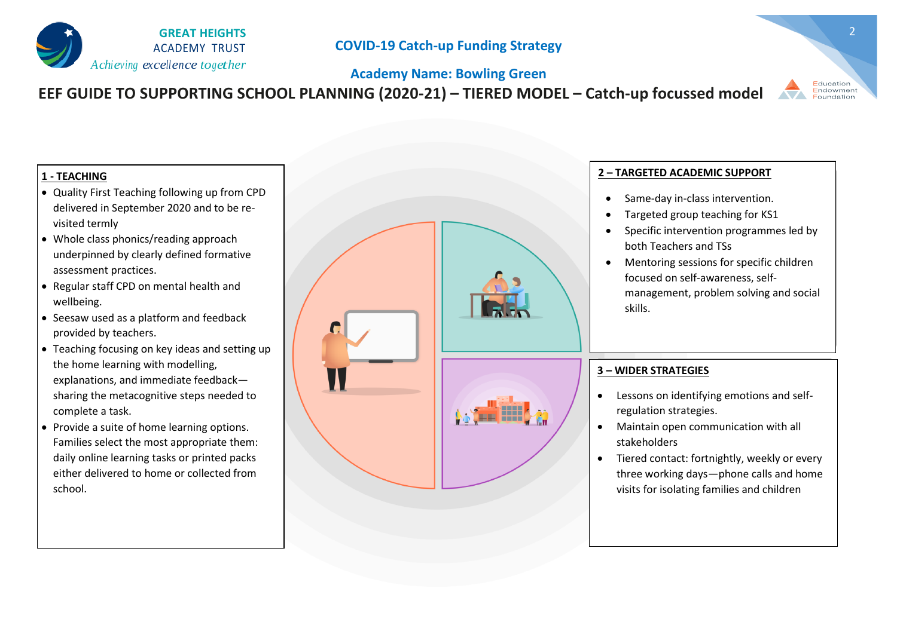# COVID-19 Catch-up Funding Strategy

## Academy Name: Bowling Green

## EEF GUIDE TO SUPPORTING SCHOOL PLANNING (2020-21) – TIERED MODEL – Catch-up focussed model

### 1 - TEACHING

- Quality First Teaching following up from CPD delivered in September 2020 and to be re-visited termly
- Whole class phonics/reading approach underpinned by clearly defined formative assessment practices.
- Regular staff CPD on mental health and wellbeing.
- Seesaw used as a platform and feedback provided by teachers.
- Teaching focusing on key ideas and setting up the home learning with modelling, explanations, and immediate feedback—sharing the metacognitive steps needed to complete a task.
- Provide a suite of home learning options. Families select the most appropriate them: daily online learning tasks or printed packs either delivered to home or collected from school.

### 2 – TARGETED ACADEMIC SUPPORT

- Same-day in-class intervention.
- Targeted group teaching for KS1
- Specific intervention programmes led by both Teachers and TSs
- Mentoring sessions for specific children focused on self-awareness, self-management, problem solving and social skills.

### 3 – WIDER STRATEGIES

- Lessons on identifying emotions and self-regulation strategies.
- Maintain open communication with all stakeholders
- Tiered contact: fortnightly, weekly or every three working days—phone calls and home visits for isolating families and children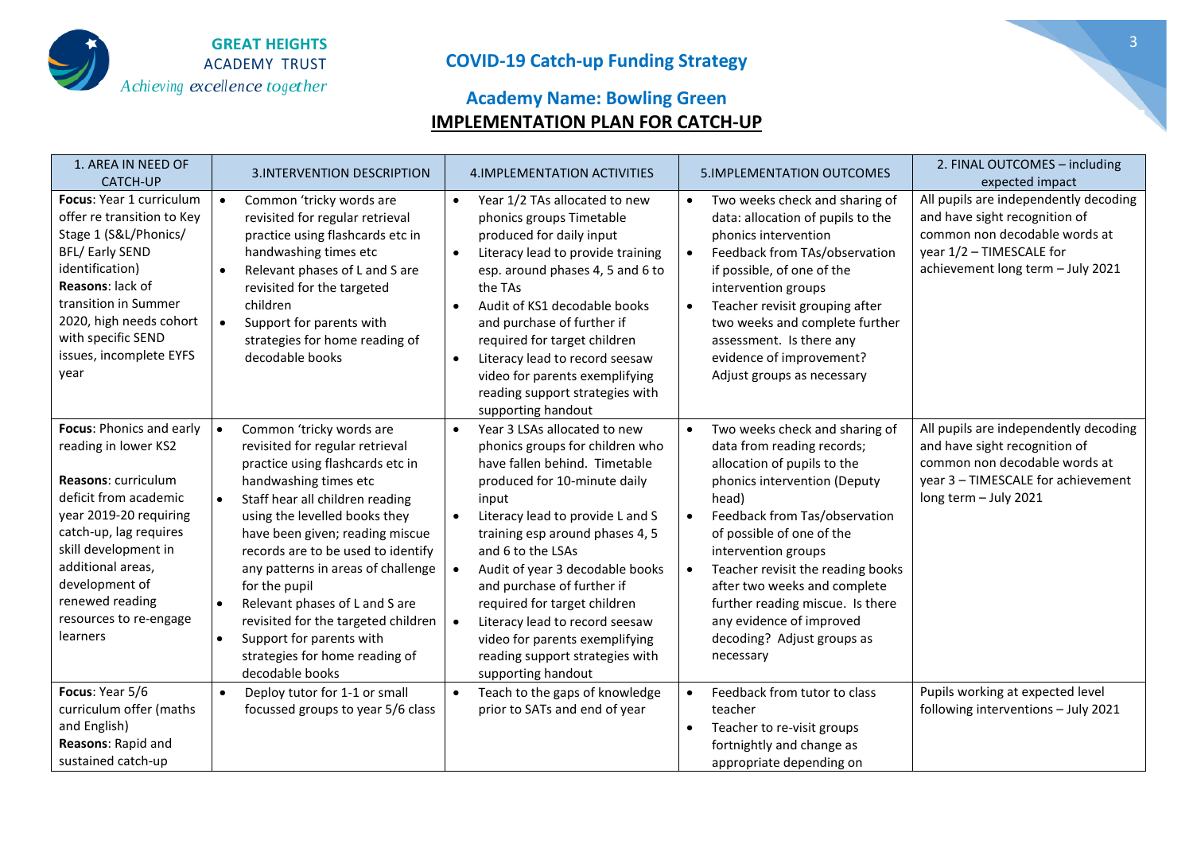**GREAT HEIGHTS** ACADEMY TRUST
*Achieving excellence together*

## COVID-19 Catch-up Funding Strategy

### Academy Name: Bowling Green

### IMPLEMENTATION PLAN FOR CATCH-UP

| 1. AREA IN NEED OF CATCH-UP | 3.INTERVENTION DESCRIPTION | 4.IMPLEMENTATION ACTIVITIES | 5.IMPLEMENTATION OUTCOMES | 2. FINAL OUTCOMES – including expected impact |
|---|---|---|---|---|
| **Focus**: Year 1 curriculum offer re transition to Key Stage 1 (S&L/Phonics/ BFL/ Early SEND identification)<br>**Reasons**: lack of transition in Summer 2020, high needs cohort with specific SEND issues, incomplete EYFS year | • Common 'tricky words are revisited for regular retrieval practice using flashcards etc in handwashing times etc<br>• Relevant phases of L and S are revisited for the targeted children<br>• Support for parents with strategies for home reading of decodable books | • Year 1/2 TAs allocated to new phonics groups Timetable produced for daily input<br>• Literacy lead to provide training esp. around phases 4, 5 and 6 to the TAs<br>• Audit of KS1 decodable books and purchase of further if required for target children<br>• Literacy lead to record seesaw video for parents exemplifying reading support strategies with supporting handout | • Two weeks check and sharing of data: allocation of pupils to the phonics intervention<br>• Feedback from TAs/observation if possible, of one of the intervention groups<br>• Teacher revisit grouping after two weeks and complete further assessment. Is there any evidence of improvement? Adjust groups as necessary | All pupils are independently decoding and have sight recognition of common non decodable words at year 1/2 – TIMESCALE for achievement long term – July 2021 |
| **Focus**: Phonics and early reading in lower KS2<br><br>**Reasons**: curriculum deficit from academic year 2019-20 requiring catch-up, lag requires skill development in additional areas, development of renewed reading resources to re-engage learners | • Common 'tricky words are revisited for regular retrieval practice using flashcards etc in handwashing times etc<br>• Staff hear all children reading using the levelled books they have been given; reading miscue records are to be used to identify any patterns in areas of challenge for the pupil<br>• Relevant phases of L and S are revisited for the targeted children<br>• Support for parents with strategies for home reading of decodable books | • Year 3 LSAs allocated to new phonics groups for children who have fallen behind. Timetable produced for 10-minute daily input<br>• Literacy lead to provide L and S training esp around phases 4, 5 and 6 to the LSAs<br>• Audit of year 3 decodable books and purchase of further if required for target children<br>• Literacy lead to record seesaw video for parents exemplifying reading support strategies with supporting handout | • Two weeks check and sharing of data from reading records; allocation of pupils to the phonics intervention (Deputy head)<br>• Feedback from Tas/observation of possible of one of the intervention groups<br>• Teacher revisit the reading books after two weeks and complete further reading miscue. Is there any evidence of improved decoding? Adjust groups as necessary | All pupils are independently decoding and have sight recognition of common non decodable words at year 3 – TIMESCALE for achievement long term – July 2021 |
| **Focus**: Year 5/6 curriculum offer (maths and English)<br>**Reasons**: Rapid and sustained catch-up | • Deploy tutor for 1-1 or small focussed groups to year 5/6 class | • Teach to the gaps of knowledge prior to SATs and end of year | • Feedback from tutor to class teacher<br>• Teacher to re-visit groups fortnightly and change as appropriate depending on | Pupils working at expected level following interventions – July 2021 |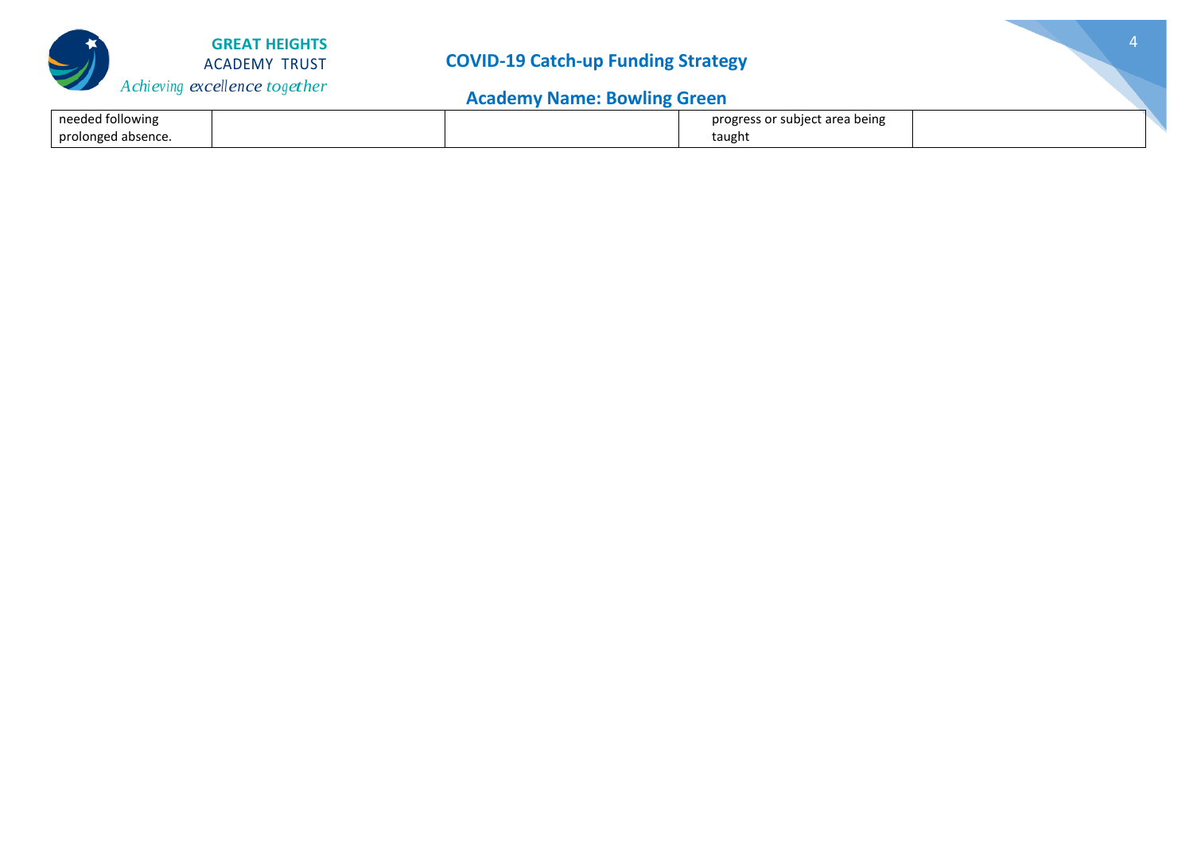| | | | | |
|---|---|---|---|---|
| needed following prolonged absence. | | | progress or subject area being taught | |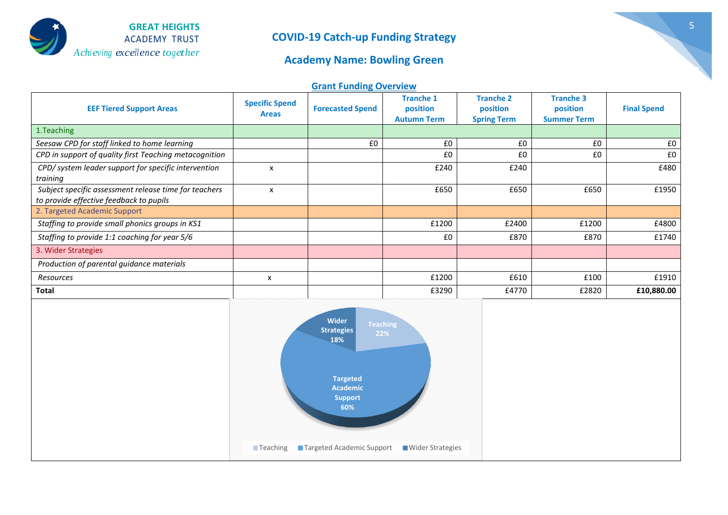GREAT HEIGHTS ACADEMY TRUST
*Achieving excellence together*

# COVID-19 Catch-up Funding Strategy

## Academy Name: Bowling Green

### Grant Funding Overview

| EEF Tiered Support Areas | Specific Spend Areas | Forecasted Spend | Tranche 1 position Autumn Term | Tranche 2 position Spring Term | Tranche 3 position Summer Term | Final Spend |
|---|---|---|---|---|---|---|
| 1.Teaching | | | | | | |
| *Seesaw CPD for staff linked to home learning* | | £0 | £0 | £0 | £0 | £0 |
| *CPD in support of quality first Teaching metacognition* | | | £0 | £0 | £0 | £0 |
| *CPD/ system leader support for specific intervention training* | x | | £240 | £240 | | £480 |
| *Subject specific assessment release time for teachers to provide effective feedback to pupils* | x | | £650 | £650 | £650 | £1950 |
| 2. Targeted Academic Support | | | | | | |
| *Staffing to provide small phonics groups in KS1* | | | £1200 | £2400 | £1200 | £4800 |
| *Staffing to provide 1:1 coaching for year 5/6* | | | £0 | £870 | £870 | £1740 |
| 3. Wider Strategies | | | | | | |
| *Production of parental guidance materials* | | | | | | |
| *Resources* | x | | £1200 | £610 | £100 | £1910 |
| **Total** | | | £3290 | £4770 | £2820 | **£10,880.00** |

Teaching 22%; Targeted Academic Support 60%; Wider Strategies 18%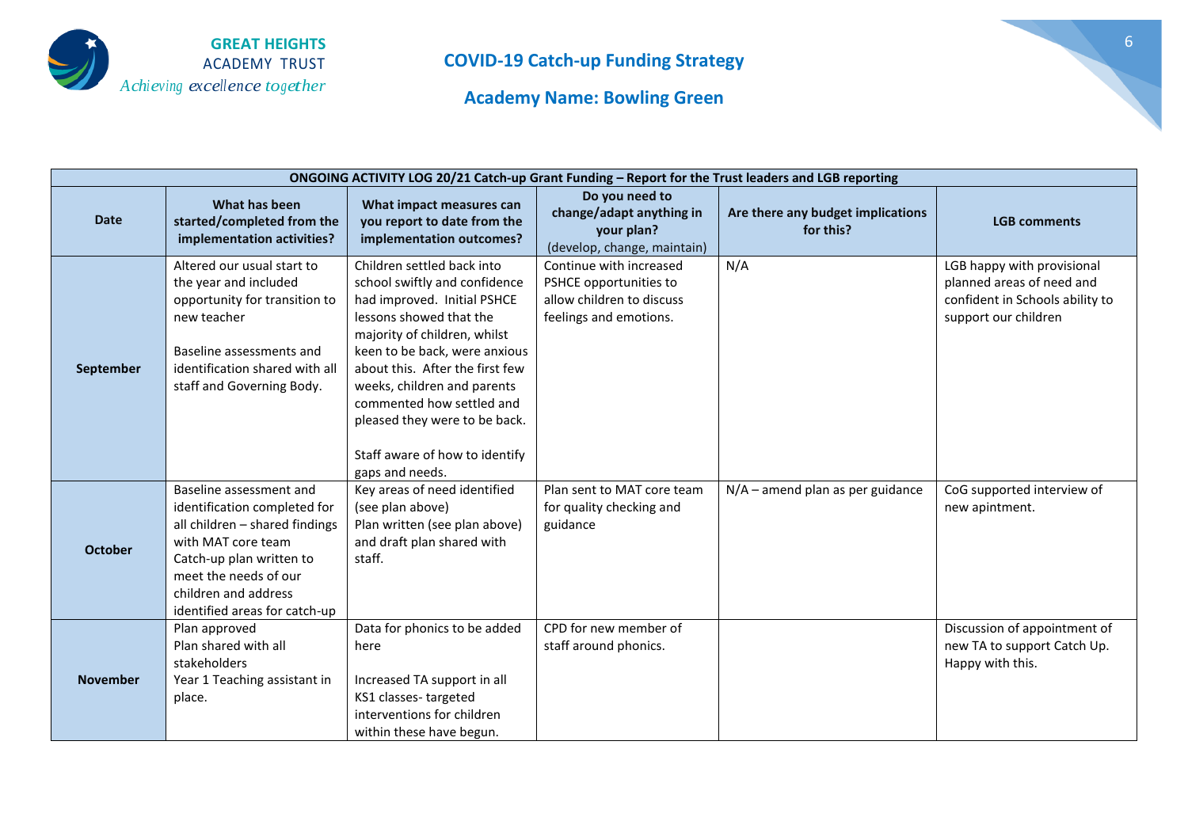## COVID-19 Catch-up Funding Strategy

## Academy Name: Bowling Green

| ONGOING ACTIVITY LOG 20/21 Catch-up Grant Funding – Report for the Trust leaders and LGB reporting | | | | | |
|---|---|---|---|---|---|
| **Date** | **What has been started/completed from the implementation activities?** | **What impact measures can you report to date from the implementation outcomes?** | **Do you need to change/adapt anything in your plan?** (develop, change, maintain) | **Are there any budget implications for this?** | **LGB comments** |
| **September** | Altered our usual start to the year and included opportunity for transition to new teacher<br><br>Baseline assessments and identification shared with all staff and Governing Body. | Children settled back into school swiftly and confidence had improved. Initial PSHCE lessons showed that the majority of children, whilst keen to be back, were anxious about this. After the first few weeks, children and parents commented how settled and pleased they were to be back.<br><br>Staff aware of how to identify gaps and needs. | Continue with increased PSHCE opportunities to allow children to discuss feelings and emotions. | N/A | LGB happy with provisional planned areas of need and confident in Schools ability to support our children |
| **October** | Baseline assessment and identification completed for all children – shared findings with MAT core team<br>Catch-up plan written to meet the needs of our children and address identified areas for catch-up | Key areas of need identified (see plan above)<br>Plan written (see plan above) and draft plan shared with staff. | Plan sent to MAT core team for quality checking and guidance | N/A – amend plan as per guidance | CoG supported interview of new apintment. |
| **November** | Plan approved<br>Plan shared with all stakeholders<br>Year 1 Teaching assistant in place. | Data for phonics to be added here<br><br>Increased TA support in all KS1 classes- targeted interventions for children within these have begun. | CPD for new member of staff around phonics. | | Discussion of appointment of new TA to support Catch Up. Happy with this. |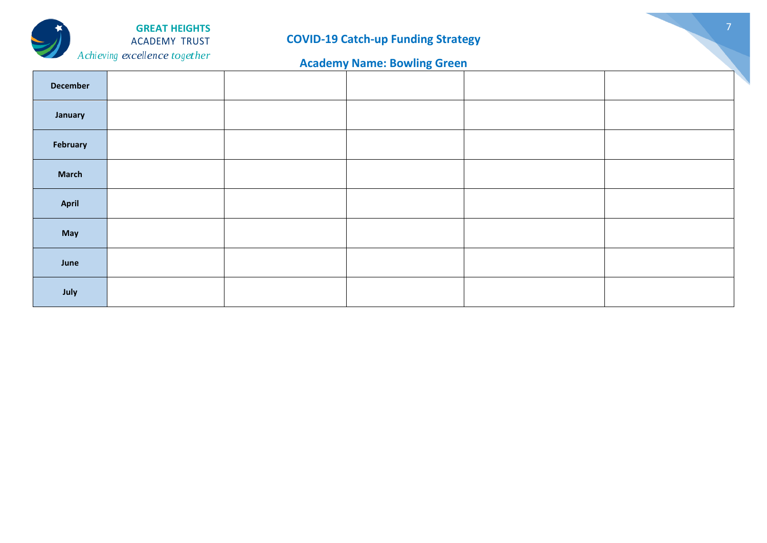## COVID-19 Catch-up Funding Strategy

## Academy Name: Bowling Green

| | | | | | |
|---|---|---|---|---|---|
| **December** | | | | | |
| **January** | | | | | |
| **February** | | | | | |
| **March** | | | | | |
| **April** | | | | | |
| **May** | | | | | |
| **June** | | | | | |
| **July** | | | | | |